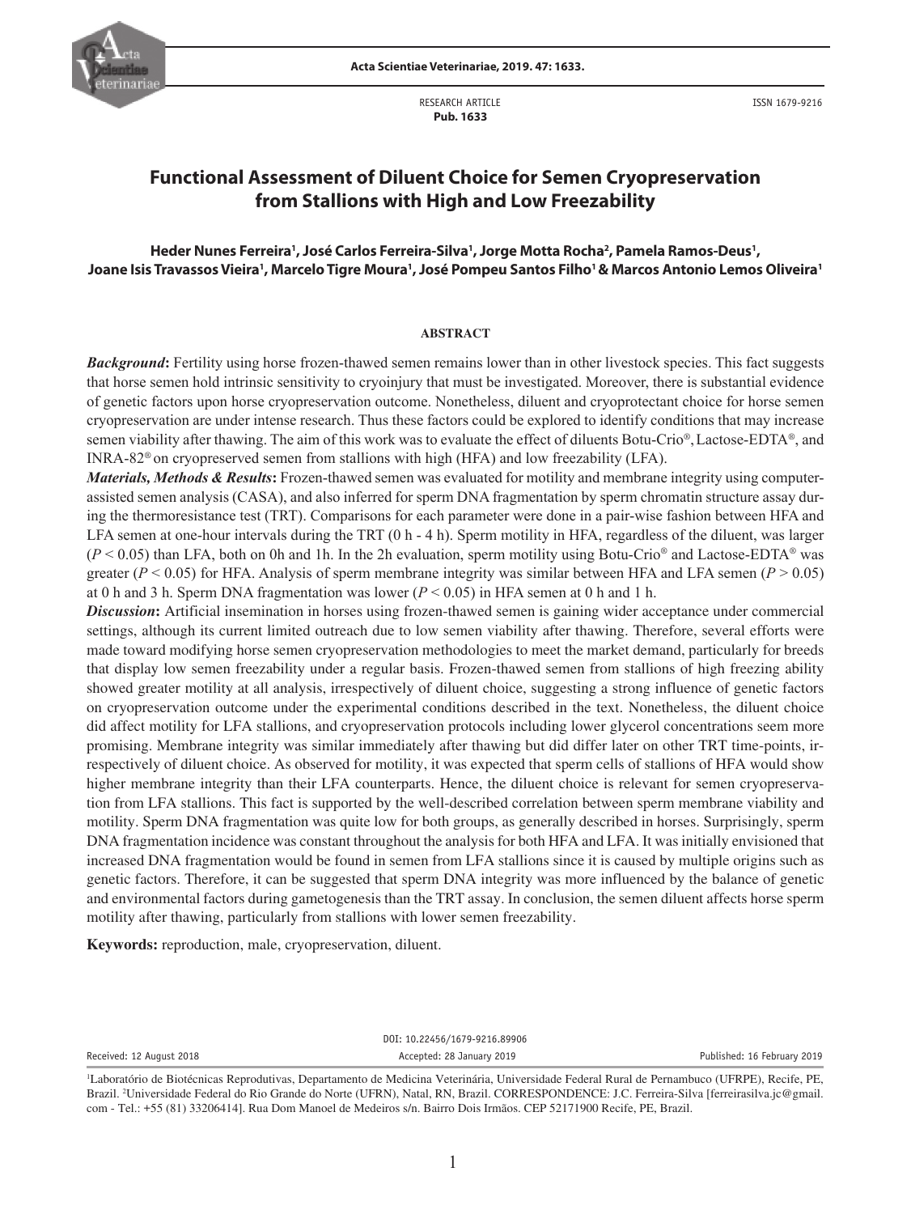RESEARCH ARTICLE
**Pub. 1633**

ISSN 1679-9216

# Functional Assessment of Diluent Choice for Semen Cryopreservation from Stallions with High and Low Freezability

**Heder Nunes Ferreira[1], José Carlos Ferreira-Silva[1], Jorge Motta Rocha[2], Pamela Ramos-Deus[1], Joane Isis Travassos Vieira[1], Marcelo Tigre Moura[1], José Pompeu Santos Filho[1] & Marcos Antonio Lemos Oliveira[1]**

## ABSTRACT

***Background*:** Fertility using horse frozen-thawed semen remains lower than in other livestock species. This fact suggests that horse semen hold intrinsic sensitivity to cryoinjury that must be investigated. Moreover, there is substantial evidence of genetic factors upon horse cryopreservation outcome. Nonetheless, diluent and cryoprotectant choice for horse semen cryopreservation are under intense research. Thus these factors could be explored to identify conditions that may increase semen viability after thawing. The aim of this work was to evaluate the effect of diluents Botu-Crio®, Lactose-EDTA®, and INRA-82® on cryopreserved semen from stallions with high (HFA) and low freezability (LFA).

***Materials, Methods & Results*:** Frozen-thawed semen was evaluated for motility and membrane integrity using computer-assisted semen analysis (CASA), and also inferred for sperm DNA fragmentation by sperm chromatin structure assay during the thermoresistance test (TRT). Comparisons for each parameter were done in a pair-wise fashion between HFA and LFA semen at one-hour intervals during the TRT (0 h - 4 h). Sperm motility in HFA, regardless of the diluent, was larger ($P < 0.05$) than LFA, both on 0h and 1h. In the 2h evaluation, sperm motility using Botu-Crio® and Lactose-EDTA® was greater ($P < 0.05$) for HFA. Analysis of sperm membrane integrity was similar between HFA and LFA semen ($P > 0.05$) at 0 h and 3 h. Sperm DNA fragmentation was lower ($P < 0.05$) in HFA semen at 0 h and 1 h.

***Discussion*:** Artificial insemination in horses using frozen-thawed semen is gaining wider acceptance under commercial settings, although its current limited outreach due to low semen viability after thawing. Therefore, several efforts were made toward modifying horse semen cryopreservation methodologies to meet the market demand, particularly for breeds that display low semen freezability under a regular basis. Frozen-thawed semen from stallions of high freezing ability showed greater motility at all analysis, irrespectively of diluent choice, suggesting a strong influence of genetic factors on cryopreservation outcome under the experimental conditions described in the text. Nonetheless, the diluent choice did affect motility for LFA stallions, and cryopreservation protocols including lower glycerol concentrations seem more promising. Membrane integrity was similar immediately after thawing but did differ later on other TRT time-points, irrespectively of diluent choice. As observed for motility, it was expected that sperm cells of stallions of HFA would show higher membrane integrity than their LFA counterparts. Hence, the diluent choice is relevant for semen cryopreservation from LFA stallions. This fact is supported by the well-described correlation between sperm membrane viability and motility. Sperm DNA fragmentation was quite low for both groups, as generally described in horses. Surprisingly, sperm DNA fragmentation incidence was constant throughout the analysis for both HFA and LFA. It was initially envisioned that increased DNA fragmentation would be found in semen from LFA stallions since it is caused by multiple origins such as genetic factors. Therefore, it can be suggested that sperm DNA integrity was more influenced by the balance of genetic and environmental factors during gametogenesis than the TRT assay. In conclusion, the semen diluent affects horse sperm motility after thawing, particularly from stallions with lower semen freezability.

**Keywords:** reproduction, male, cryopreservation, diluent.

DOI: 10.22456/1679-9216.89906

Received: 12 August 2018 | Accepted: 28 January 2019 | Published: 16 February 2019

[1]Laboratório de Biotécnicas Reprodutivas, Departamento de Medicina Veterinária, Universidade Federal Rural de Pernambuco (UFRPE), Recife, PE, Brazil. [2]Universidade Federal do Rio Grande do Norte (UFRN), Natal, RN, Brazil. CORRESPONDENCE: J.C. Ferreira-Silva [ferreirasilva.jc@gmail.com - Tel.: +55 (81) 33206414]. Rua Dom Manoel de Medeiros s/n. Bairro Dois Irmãos. CEP 52171900 Recife, PE, Brazil.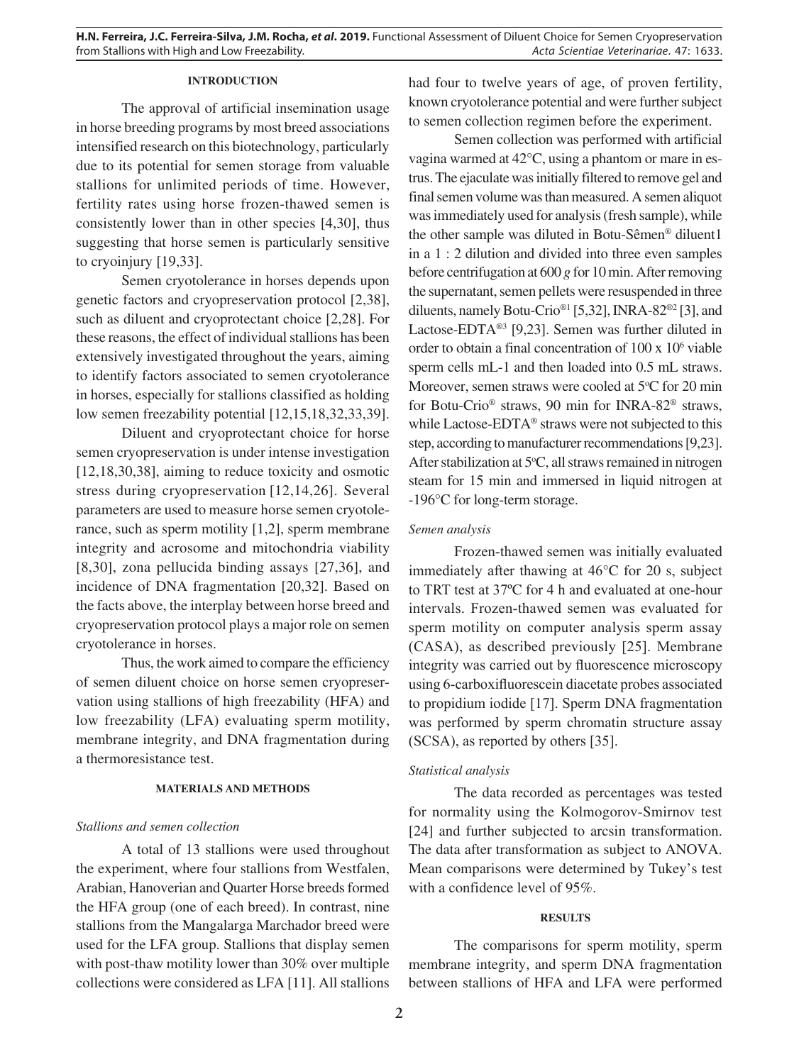## INTRODUCTION

The approval of artificial insemination usage in horse breeding programs by most breed associations intensified research on this biotechnology, particularly due to its potential for semen storage from valuable stallions for unlimited periods of time. However, fertility rates using horse frozen-thawed semen is consistently lower than in other species [4,30], thus suggesting that horse semen is particularly sensitive to cryoinjury [19,33].

Semen cryotolerance in horses depends upon genetic factors and cryopreservation protocol [2,38], such as diluent and cryoprotectant choice [2,28]. For these reasons, the effect of individual stallions has been extensively investigated throughout the years, aiming to identify factors associated to semen cryotolerance in horses, especially for stallions classified as holding low semen freezability potential [12,15,18,32,33,39].

Diluent and cryoprotectant choice for horse semen cryopreservation is under intense investigation [12,18,30,38], aiming to reduce toxicity and osmotic stress during cryopreservation [12,14,26]. Several parameters are used to measure horse semen cryotolerance, such as sperm motility [1,2], sperm membrane integrity and acrosome and mitochondria viability [8,30], zona pellucida binding assays [27,36], and incidence of DNA fragmentation [20,32]. Based on the facts above, the interplay between horse breed and cryopreservation protocol plays a major role on semen cryotolerance in horses.

Thus, the work aimed to compare the efficiency of semen diluent choice on horse semen cryopreservation using stallions of high freezability (HFA) and low freezability (LFA) evaluating sperm motility, membrane integrity, and DNA fragmentation during a thermoresistance test.

## MATERIALS AND METHODS

### *Stallions and semen collection*

A total of 13 stallions were used throughout the experiment, where four stallions from Westfalen, Arabian, Hanoverian and Quarter Horse breeds formed the HFA group (one of each breed). In contrast, nine stallions from the Mangalarga Marchador breed were used for the LFA group. Stallions that display semen with post-thaw motility lower than 30% over multiple collections were considered as LFA [11]. All stallions had four to twelve years of age, of proven fertility, known cryotolerance potential and were further subject to semen collection regimen before the experiment.

Semen collection was performed with artificial vagina warmed at 42°C, using a phantom or mare in estrus. The ejaculate was initially filtered to remove gel and final semen volume was than measured. A semen aliquot was immediately used for analysis (fresh sample), while the other sample was diluted in Botu-Sêmen® diluent1 in a 1 : 2 dilution and divided into three even samples before centrifugation at 600 *g* for 10 min. After removing the supernatant, semen pellets were resuspended in three diluents, namely Botu-Crio®1 [5,32], INRA-82®2 [3], and Lactose-EDTA®3 [9,23]. Semen was further diluted in order to obtain a final concentration of 100 x $10^6$ viable sperm cells mL-1 and then loaded into 0.5 mL straws. Moreover, semen straws were cooled at 5°C for 20 min for Botu-Crio® straws, 90 min for INRA-82® straws, while Lactose-EDTA® straws were not subjected to this step, according to manufacturer recommendations [9,23]. After stabilization at 5°C, all straws remained in nitrogen steam for 15 min and immersed in liquid nitrogen at -196°C for long-term storage.

### *Semen analysis*

Frozen-thawed semen was initially evaluated immediately after thawing at 46°C for 20 s, subject to TRT test at 37ºC for 4 h and evaluated at one-hour intervals. Frozen-thawed semen was evaluated for sperm motility on computer analysis sperm assay (CASA), as described previously [25]. Membrane integrity was carried out by fluorescence microscopy using 6-carboxifluorescein diacetate probes associated to propidium iodide [17]. Sperm DNA fragmentation was performed by sperm chromatin structure assay (SCSA), as reported by others [35].

### *Statistical analysis*

The data recorded as percentages was tested for normality using the Kolmogorov-Smirnov test [24] and further subjected to arcsin transformation. The data after transformation as subject to ANOVA. Mean comparisons were determined by Tukey's test with a confidence level of 95%.

## RESULTS

The comparisons for sperm motility, sperm membrane integrity, and sperm DNA fragmentation between stallions of HFA and LFA were performed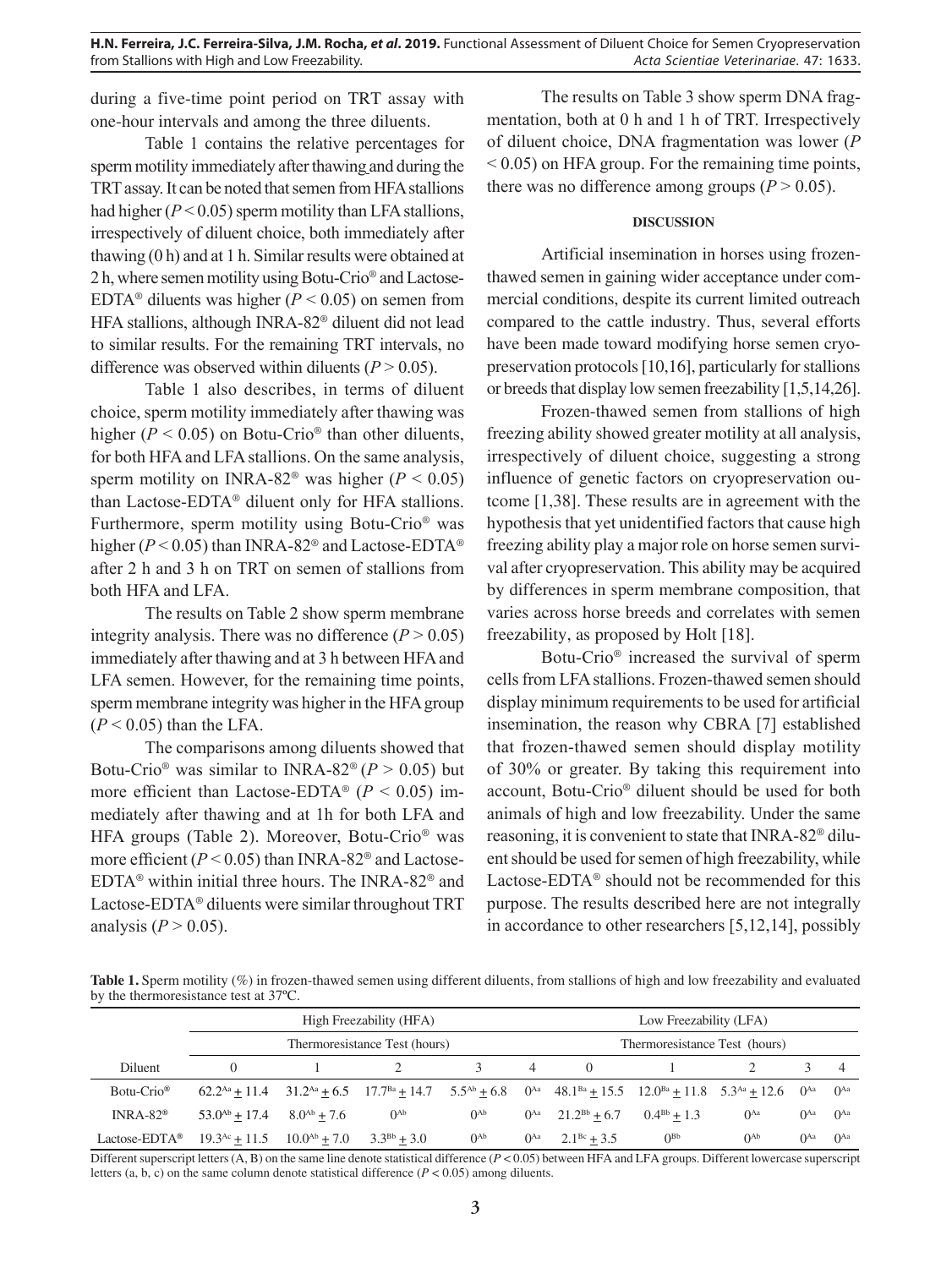during a five-time point period on TRT assay with one-hour intervals and among the three diluents.

Table 1 contains the relative percentages for sperm motility immediately after thawing and during the TRT assay. It can be noted that semen from HFA stallions had higher ($P < 0.05$) sperm motility than LFA stallions, irrespectively of diluent choice, both immediately after thawing (0 h) and at 1 h. Similar results were obtained at 2 h, where semen motility using Botu-Crio® and Lactose-EDTA® diluents was higher ($P < 0.05$) on semen from HFA stallions, although INRA-82® diluent did not lead to similar results. For the remaining TRT intervals, no difference was observed within diluents ($P > 0.05$).

Table 1 also describes, in terms of diluent choice, sperm motility immediately after thawing was higher ($P < 0.05$) on Botu-Crio® than other diluents, for both HFA and LFA stallions. On the same analysis, sperm motility on INRA-82® was higher ($P < 0.05$) than Lactose-EDTA® diluent only for HFA stallions. Furthermore, sperm motility using Botu-Crio® was higher ($P < 0.05$) than INRA-82® and Lactose-EDTA® after 2 h and 3 h on TRT on semen of stallions from both HFA and LFA.

The results on Table 2 show sperm membrane integrity analysis. There was no difference ($P > 0.05$) immediately after thawing and at 3 h between HFA and LFA semen. However, for the remaining time points, sperm membrane integrity was higher in the HFA group ($P < 0.05$) than the LFA.

The comparisons among diluents showed that Botu-Crio® was similar to INRA-82® ($P > 0.05$) but more efficient than Lactose-EDTA® ($P < 0.05$) immediately after thawing and at 1h for both LFA and HFA groups (Table 2). Moreover, Botu-Crio® was more efficient ($P < 0.05$) than INRA-82® and Lactose-EDTA® within initial three hours. The INRA-82® and Lactose-EDTA® diluents were similar throughout TRT analysis ($P > 0.05$).

The results on Table 3 show sperm DNA fragmentation, both at 0 h and 1 h of TRT. Irrespectively of diluent choice, DNA fragmentation was lower ($P < 0.05$) on HFA group. For the remaining time points, there was no difference among groups ($P > 0.05$).

## DISCUSSION

Artificial insemination in horses using frozen-thawed semen in gaining wider acceptance under commercial conditions, despite its current limited outreach compared to the cattle industry. Thus, several efforts have been made toward modifying horse semen cryopreservation protocols [10,16], particularly for stallions or breeds that display low semen freezability [1,5,14,26].

Frozen-thawed semen from stallions of high freezing ability showed greater motility at all analysis, irrespectively of diluent choice, suggesting a strong influence of genetic factors on cryopreservation outcome [1,38]. These results are in agreement with the hypothesis that yet unidentified factors that cause high freezing ability play a major role on horse semen survival after cryopreservation. This ability may be acquired by differences in sperm membrane composition, that varies across horse breeds and correlates with semen freezability, as proposed by Holt [18].

Botu-Crio® increased the survival of sperm cells from LFA stallions. Frozen-thawed semen should display minimum requirements to be used for artificial insemination, the reason why CBRA [7] established that frozen-thawed semen should display motility of 30% or greater. By taking this requirement into account, Botu-Crio® diluent should be used for both animals of high and low freezability. Under the same reasoning, it is convenient to state that INRA-82® diluent should be used for semen of high freezability, while Lactose-EDTA® should not be recommended for this purpose. The results described here are not integrally in accordance to other researchers [5,12,14], possibly

**Table 1.** Sperm motility (%) in frozen-thawed semen using different diluents, from stallions of high and low freezability and evaluated by the thermoresistance test at 37ºC.

| | High Freezability (HFA) | | | | | Low Freezability (LFA) | | | | |
|---|---|---|---|---|---|---|---|---|---|---|
| | Thermoresistance Test (hours) | | | | | Thermoresistance Test (hours) | | | | |
| Diluent | 0 | 1 | 2 | 3 | 4 | 0 | 1 | 2 | 3 | 4 |
| Botu-Crio® | $62.2^{Aa} \pm 11.4$ | $31.2^{Aa} \pm 6.5$ | $17.7^{Ba} \pm 14.7$ | $5.5^{Ab} \pm 6.8$ | $0^{Aa}$ | $48.1^{Ba} \pm 15.5$ | $12.0^{Ba} \pm 11.8$ | $5.3^{Aa} \pm 12.6$ | $0^{Aa}$ | $0^{Aa}$ |
| INRA-82® | $53.0^{Ab} \pm 17.4$ | $8.0^{Ab} \pm 7.6$ | $0^{Ab}$ | $0^{Ab}$ | $0^{Aa}$ | $21.2^{Bb} \pm 6.7$ | $0.4^{Bb} \pm 1.3$ | $0^{Aa}$ | $0^{Aa}$ | $0^{Aa}$ |
| Lactose-EDTA® | $19.3^{Ac} \pm 11.5$ | $10.0^{Ab} \pm 7.0$ | $3.3^{Bb} \pm 3.0$ | $0^{Ab}$ | $0^{Aa}$ | $2.1^{Bc} \pm 3.5$ | $0^{Bb}$ | $0^{Ab}$ | $0^{Aa}$ | $0^{Aa}$ |

Different superscript letters (A, B) on the same line denote statistical difference ($P < 0.05$) between HFA and LFA groups. Different lowercase superscript letters (a, b, c) on the same column denote statistical difference ($P < 0.05$) among diluents.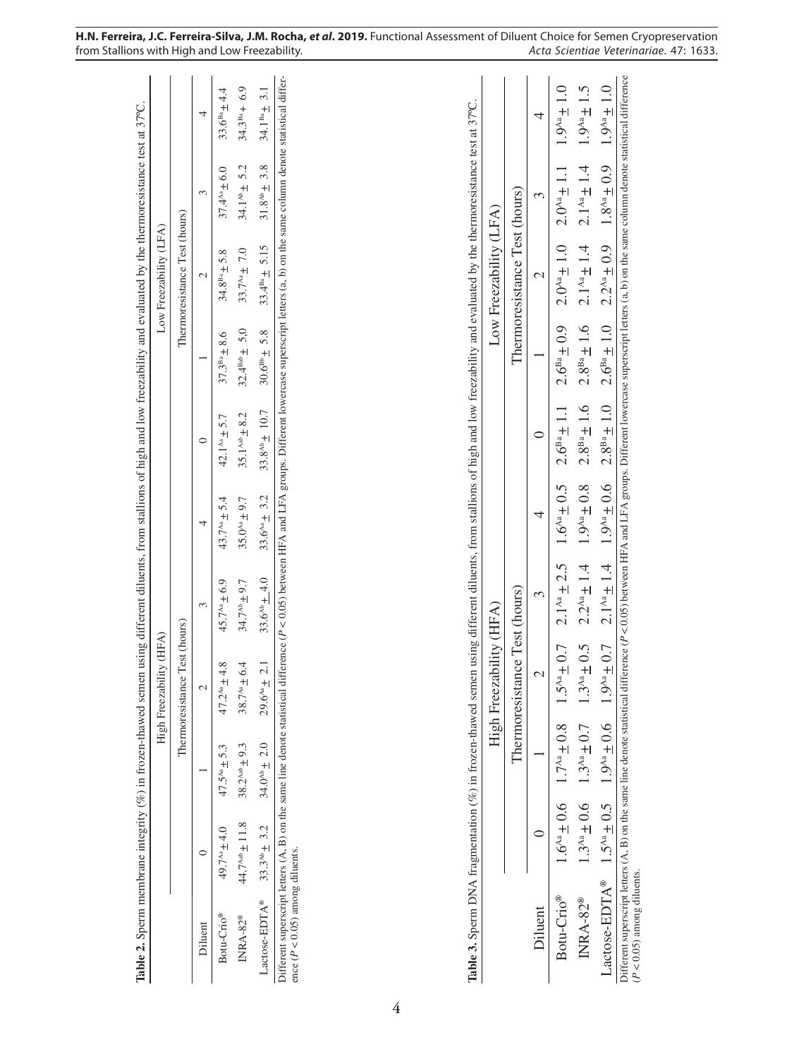**Table 2.** Sperm membrane integrity (%) in frozen-thawed semen using different diluents, from stallions of high and low freezability and evaluated by the thermoresistance test at 37°C.

| Diluent | High Freezability (HFA) | | | | | Low Freezability (LFA) | | | | |
|---|---|---|---|---|---|---|---|---|---|---|
| | Thermoresistance Test (hours) | | | | | Thermoresistance Test (hours) | | | | |
| | 0 | 1 | 2 | 3 | 4 | 0 | 1 | 2 | 3 | 4 |
| Botu-Crio® | $49.7^{Aa} \pm 4.0$ | $47.5^{Aa} \pm 5.3$ | $47.2^{Aa} \pm 4.8$ | $45.7^{Aa} \pm 6.9$ | $43.7^{Aa} \pm 5.4$ | $42.1^{Aa} \pm 5.7$ | $37.3^{Ba} \pm 8.6$ | $34.8^{Ba} \pm 5.8$ | $37.4^{Aa} \pm 6.0$ | $33.6^{Ba} \pm 4.4$ |
| INRA-82® | $44.7^{Aab} \pm 11.8$ | $38.2^{Aab} \pm 9.3$ | $38.7^{Aa} \pm 6.4$ | $34.7^{Ab} \pm 9.7$ | $35.0^{Aa} \pm 9.7$ | $35.1^{Aab} \pm 8.2$ | $32.4^{Bab} \pm 5.0$ | $33.7^{Aa} \pm 7.0$ | $34.1^{Ab} \pm 5.2$ | $34.3^{Ba} \pm 6.9$ |
| Lactose-EDTA® | $33.3^{Ab} \pm 3.2$ | $34.0^{Ab} \pm 2.0$ | $29.6^{Aa} \pm 2.1$ | $33.6^{Ab} \pm 4.0$ | $33.6^{Aa} \pm 3.2$ | $33.8^{Ab} \pm 10.7$ | $30.6^{Bb} \pm 5.8$ | $33.4^{Ba} \pm 5.15$ | $31.8^{Ab} \pm 3.8$ | $34.1^{Ba} \pm 3.1$ |

Different superscript letters (A, B) on the same line denote statistical difference ($P < 0.05$) between HFA and LFA groups. Different lowercase superscript letters (a, b) on the same column denote statistical difference ($P < 0.05$) among diluents.

**Table 3.** Sperm DNA fragmentation (%) in frozen-thawed semen using different diluents, from stallions of high and low freezability and evaluated by the thermoresistance test at 37°C.

| Diluent | High Freezability (HFA) | | | | | Low Freezability (LFA) | | | | |
|---|---|---|---|---|---|---|---|---|---|---|
| | Thermoresistance Test (hours) | | | | | Thermoresistance Test (hours) | | | | |
| | 0 | 1 | 2 | 3 | 4 | 0 | 1 | 2 | 3 | 4 |
| Botu-Crio® | $1.6^{Aa} \pm 0.6$ | $1.7^{Aa} \pm 0.8$ | $1.5^{Aa} \pm 0.7$ | $2.1^{Aa} \pm 2.5$ | $1.6^{Aa} \pm 0.5$ | $2.6^{Ba} \pm 1.1$ | $2.6^{Ba} \pm 0.9$ | $2.0^{Aa} \pm 1.0$ | $2.0^{Aa} \pm 1.1$ | $1.9^{Aa} \pm 1.0$ |
| INRA-82® | $1.3^{Aa} \pm 0.6$ | $1.3^{Aa} \pm 0.7$ | $1.3^{Aa} \pm 0.5$ | $2.2^{Aa} \pm 1.4$ | $1.9^{Aa} \pm 0.8$ | $2.8^{Ba} \pm 1.6$ | $2.8^{Ba} \pm 1.6$ | $2.1^{Aa} \pm 1.4$ | $2.1^{Aa} \pm 1.4$ | $1.9^{Aa} \pm 1.5$ |
| Lactose-EDTA® | $1.5^{Aa} \pm 0.5$ | $1.9^{Aa} \pm 0.6$ | $1.9^{Aa} \pm 0.7$ | $2.1^{Aa} \pm 1.4$ | $1.9^{Aa} \pm 0.6$ | $2.8^{Ba} \pm 1.0$ | $2.6^{Ba} \pm 1.0$ | $2.2^{Aa} \pm 0.9$ | $1.8^{Aa} \pm 0.9$ | $1.9^{Aa} \pm 1.0$ |

Different superscript letters (A, B) on the same line denote statistical difference ($P < 0.05$) between HFA and LFA groups. Different lowercase superscript letters (a, b) on the same column denote statistical difference ($P < 0.05$) among diluents.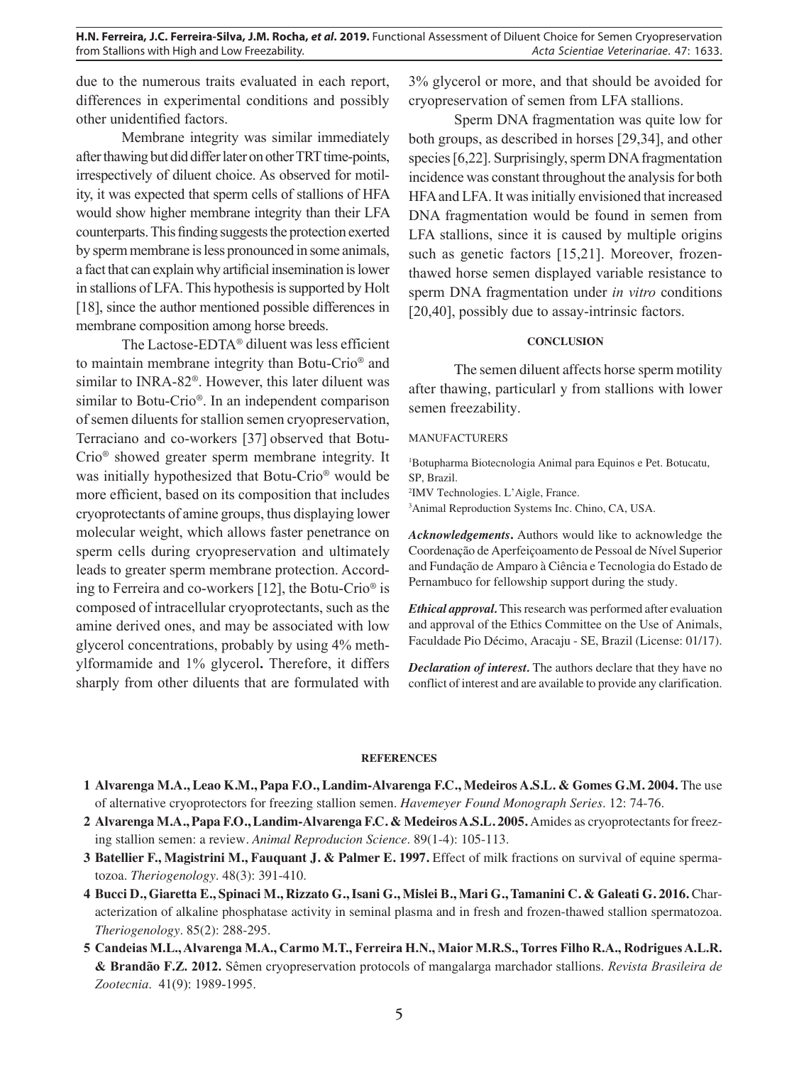due to the numerous traits evaluated in each report, differences in experimental conditions and possibly other unidentified factors.

Membrane integrity was similar immediately after thawing but did differ later on other TRT time-points, irrespectively of diluent choice. As observed for motility, it was expected that sperm cells of stallions of HFA would show higher membrane integrity than their LFA counterparts. This finding suggests the protection exerted by sperm membrane is less pronounced in some animals, a fact that can explain why artificial insemination is lower in stallions of LFA. This hypothesis is supported by Holt [18], since the author mentioned possible differences in membrane composition among horse breeds.

The Lactose-EDTA® diluent was less efficient to maintain membrane integrity than Botu-Crio® and similar to INRA-82®. However, this later diluent was similar to Botu-Crio®. In an independent comparison of semen diluents for stallion semen cryopreservation, Terraciano and co-workers [37] observed that Botu-Crio® showed greater sperm membrane integrity. It was initially hypothesized that Botu-Crio® would be more efficient, based on its composition that includes cryoprotectants of amine groups, thus displaying lower molecular weight, which allows faster penetrance on sperm cells during cryopreservation and ultimately leads to greater sperm membrane protection. According to Ferreira and co-workers [12], the Botu-Crio® is composed of intracellular cryoprotectants, such as the amine derived ones, and may be associated with low glycerol concentrations, probably by using 4% methylformamide and 1% glycerol**.** Therefore, it differs sharply from other diluents that are formulated with 3% glycerol or more, and that should be avoided for cryopreservation of semen from LFA stallions.

Sperm DNA fragmentation was quite low for both groups, as described in horses [29,34], and other species [6,22]. Surprisingly, sperm DNA fragmentation incidence was constant throughout the analysis for both HFA and LFA. It was initially envisioned that increased DNA fragmentation would be found in semen from LFA stallions, since it is caused by multiple origins such as genetic factors [15,21]. Moreover, frozen-thawed horse semen displayed variable resistance to sperm DNA fragmentation under *in vitro* conditions [20,40], possibly due to assay-intrinsic factors.

## CONCLUSION

The semen diluent affects horse sperm motility after thawing, particularl y from stallions with lower semen freezability.

MANUFACTURERS

[1]Botupharma Biotecnologia Animal para Equinos e Pet. Botucatu, SP, Brazil.
[2]IMV Technologies. L'Aigle, France.
[3]Animal Reproduction Systems Inc. Chino, CA, USA.

***Acknowledgements*.** Authors would like to acknowledge the Coordenação de Aperfeiçoamento de Pessoal de Nível Superior and Fundação de Amparo à Ciência e Tecnologia do Estado de Pernambuco for fellowship support during the study.

***Ethical approval*.** This research was performed after evaluation and approval of the Ethics Committee on the Use of Animals, Faculdade Pio Décimo, Aracaju - SE, Brazil (License: 01/17).

***Declaration of interest*.** The authors declare that they have no conflict of interest and are available to provide any clarification.

## REFERENCES

1 **Alvarenga M.A., Leao K.M., Papa F.O., Landim-Alvarenga F.C., Medeiros A.S.L. & Gomes G.M. 2004.** The use of alternative cryoprotectors for freezing stallion semen. *Havemeyer Found Monograph Series*. 12: 74-76.

2 **Alvarenga M.A., Papa F.O., Landim-Alvarenga F.C. & Medeiros A.S.L. 2005.** Amides as cryoprotectants for freezing stallion semen: a review. *Animal Reproducion Science*. 89(1-4): 105-113.

3 **Batellier F., Magistrini M., Fauquant J. & Palmer E. 1997.** Effect of milk fractions on survival of equine spermatozoa. *Theriogenology*. 48(3): 391-410.

4 **Bucci D., Giaretta E., Spinaci M., Rizzato G., Isani G., Mislei B., Mari G., Tamanini C. & Galeati G. 2016.** Characterization of alkaline phosphatase activity in seminal plasma and in fresh and frozen-thawed stallion spermatozoa. *Theriogenology*. 85(2): 288-295.

5 **Candeias M.L., Alvarenga M.A., Carmo M.T., Ferreira H.N., Maior M.R.S., Torres Filho R.A., Rodrigues A.L.R. & Brandão F.Z. 2012.** Sêmen cryopreservation protocols of mangalarga marchador stallions. *Revista Brasileira de Zootecnia*. 41(9): 1989-1995.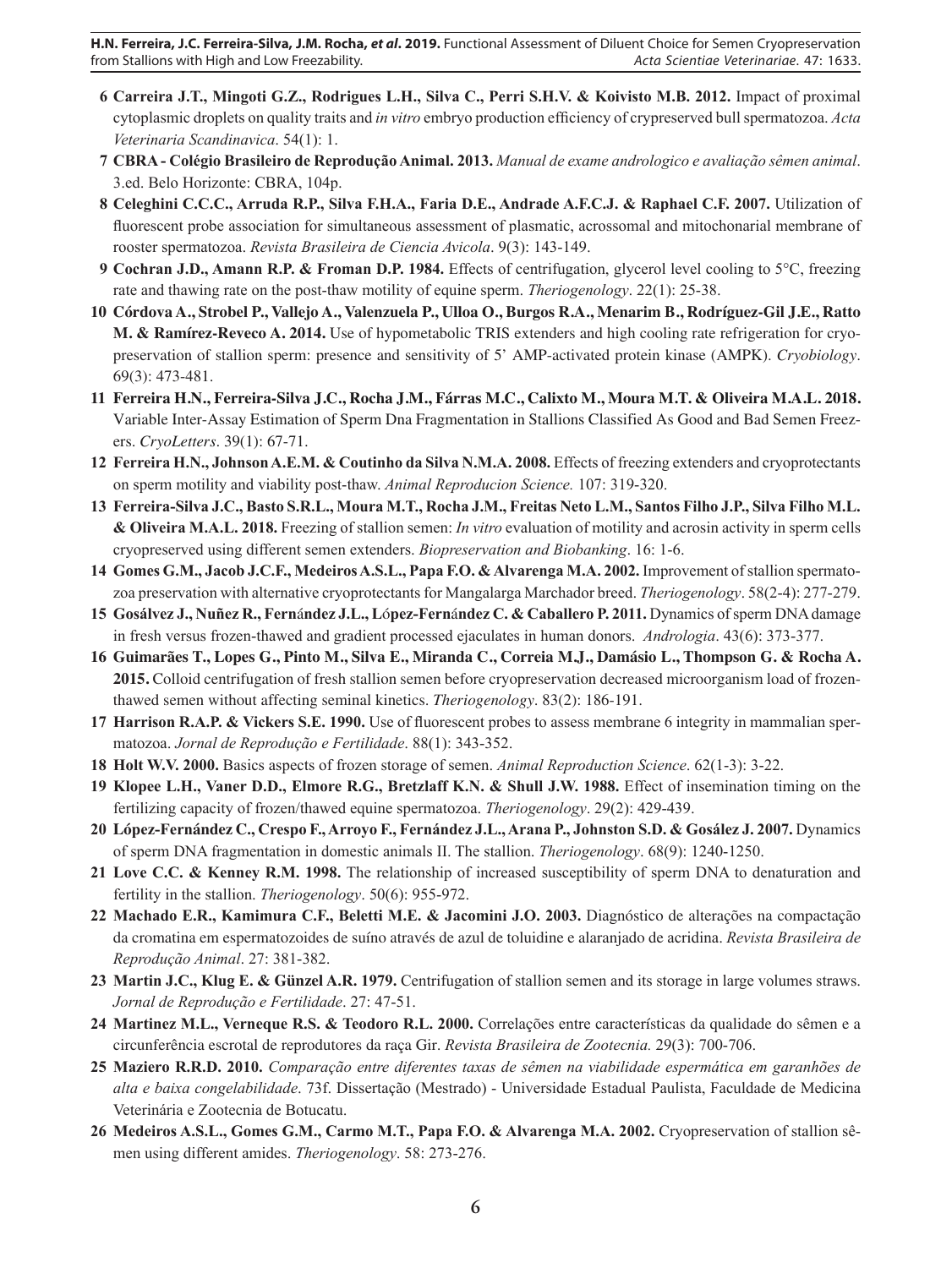6 **Carreira J.T., Mingoti G.Z., Rodrigues L.H., Silva C., Perri S.H.V. & Koivisto M.B. 2012.** Impact of proximal cytoplasmic droplets on quality traits and *in vitro* embryo production efficiency of crypreserved bull spermatozoa. *Acta Veterinaria Scandinavica*. 54(1): 1.

7 **CBRA - Colégio Brasileiro de Reprodução Animal. 2013.** *Manual de exame andrologico e avaliação sêmen animal*. 3.ed. Belo Horizonte: CBRA, 104p.

8 **Celeghini C.C.C., Arruda R.P., Silva F.H.A., Faria D.E., Andrade A.F.C.J. & Raphael C.F. 2007.** Utilization of fluorescent probe association for simultaneous assessment of plasmatic, acrossomal and mitochonarial membrane of rooster spermatozoa. *Revista Brasileira de Ciencia Avicola*. 9(3): 143-149.

9 **Cochran J.D., Amann R.P. & Froman D.P. 1984.** Effects of centrifugation, glycerol level cooling to 5°C, freezing rate and thawing rate on the post-thaw motility of equine sperm. *Theriogenology*. 22(1): 25-38.

10 **Córdova A., Strobel P., Vallejo A., Valenzuela P., Ulloa O., Burgos R.A., Menarim B., Rodríguez-Gil J.E., Ratto M. & Ramírez-Reveco A. 2014.** Use of hypometabolic TRIS extenders and high cooling rate refrigeration for cryopreservation of stallion sperm: presence and sensitivity of 5' AMP-activated protein kinase (AMPK). *Cryobiology*. 69(3): 473-481.

11 **Ferreira H.N., Ferreira-Silva J.C., Rocha J.M., Fárras M.C., Calixto M., Moura M.T. & Oliveira M.A.L. 2018.** Variable Inter-Assay Estimation of Sperm Dna Fragmentation in Stallions Classified As Good and Bad Semen Freezers. *CryoLetters*. 39(1): 67-71.

12 **Ferreira H.N., Johnson A.E.M. & Coutinho da Silva N.M.A. 2008.** Effects of freezing extenders and cryoprotectants on sperm motility and viability post-thaw. *Animal Reproducion Science.* 107: 319-320.

13 **Ferreira-Silva J.C., Basto S.R.L., Moura M.T., Rocha J.M., Freitas Neto L.M., Santos Filho J.P., Silva Filho M.L. & Oliveira M.A.L. 2018.** Freezing of stallion semen: *In vitro* evaluation of motility and acrosin activity in sperm cells cryopreserved using different semen extenders. *Biopreservation and Biobanking*. 16: 1-6.

14 **Gomes G.M., Jacob J.C.F., Medeiros A.S.L., Papa F.O. & Alvarenga M.A. 2002.** Improvement of stallion spermatozoa preservation with alternative cryoprotectants for Mangalarga Marchador breed. *Theriogenology*. 58(2-4): 277-279.

15 **Gosálvez J., Nuñez R., Fernández J.L., López-Fernández C. & Caballero P. 2011.** Dynamics of sperm DNA damage in fresh versus frozen-thawed and gradient processed ejaculates in human donors. *Andrologia*. 43(6): 373-377.

16 **Guimarães T., Lopes G., Pinto M., Silva E., Miranda C., Correia M.J., Damásio L., Thompson G. & Rocha A. 2015.** Colloid centrifugation of fresh stallion semen before cryopreservation decreased microorganism load of frozen-thawed semen without affecting seminal kinetics. *Theriogenology*. 83(2): 186-191.

17 **Harrison R.A.P. & Vickers S.E. 1990.** Use of fluorescent probes to assess membrane 6 integrity in mammalian spermatozoa. *Jornal de Reprodução e Fertilidade*. 88(1): 343-352.

18 **Holt W.V. 2000.** Basics aspects of frozen storage of semen. *Animal Reproduction Science*. 62(1-3): 3-22.

19 **Klopee L.H., Vaner D.D., Elmore R.G., Bretzlaff K.N. & Shull J.W. 1988.** Effect of insemination timing on the fertilizing capacity of frozen/thawed equine spermatozoa. *Theriogenology*. 29(2): 429-439.

20 **López-Fernández C., Crespo F., Arroyo F., Fernández J.L., Arana P., Johnston S.D. & Gosález J. 2007.** Dynamics of sperm DNA fragmentation in domestic animals II. The stallion. *Theriogenology*. 68(9): 1240-1250.

21 **Love C.C. & Kenney R.M. 1998.** The relationship of increased susceptibility of sperm DNA to denaturation and fertility in the stallion. *Theriogenology*. 50(6): 955-972.

22 **Machado E.R., Kamimura C.F., Beletti M.E. & Jacomini J.O. 2003.** Diagnóstico de alterações na compactação da cromatina em espermatozoides de suíno através de azul de toluidine e alaranjado de acridina. *Revista Brasileira de Reprodução Animal*. 27: 381-382.

23 **Martin J.C., Klug E. & Günzel A.R. 1979.** Centrifugation of stallion semen and its storage in large volumes straws. *Jornal de Reprodução e Fertilidade*. 27: 47-51.

24 **Martinez M.L., Verneque R.S. & Teodoro R.L. 2000.** Correlações entre características da qualidade do sêmen e a circunferência escrotal de reprodutores da raça Gir. *Revista Brasileira de Zootecnia.* 29(3): 700-706.

25 **Maziero R.R.D. 2010.** *Comparação entre diferentes taxas de sêmen na viabilidade espermática em garanhões de alta e baixa congelabilidade*. 73f. Dissertação (Mestrado) - Universidade Estadual Paulista, Faculdade de Medicina Veterinária e Zootecnia de Botucatu.

26 **Medeiros A.S.L., Gomes G.M., Carmo M.T., Papa F.O. & Alvarenga M.A. 2002.** Cryopreservation of stallion sêmen using different amides. *Theriogenology*. 58: 273-276.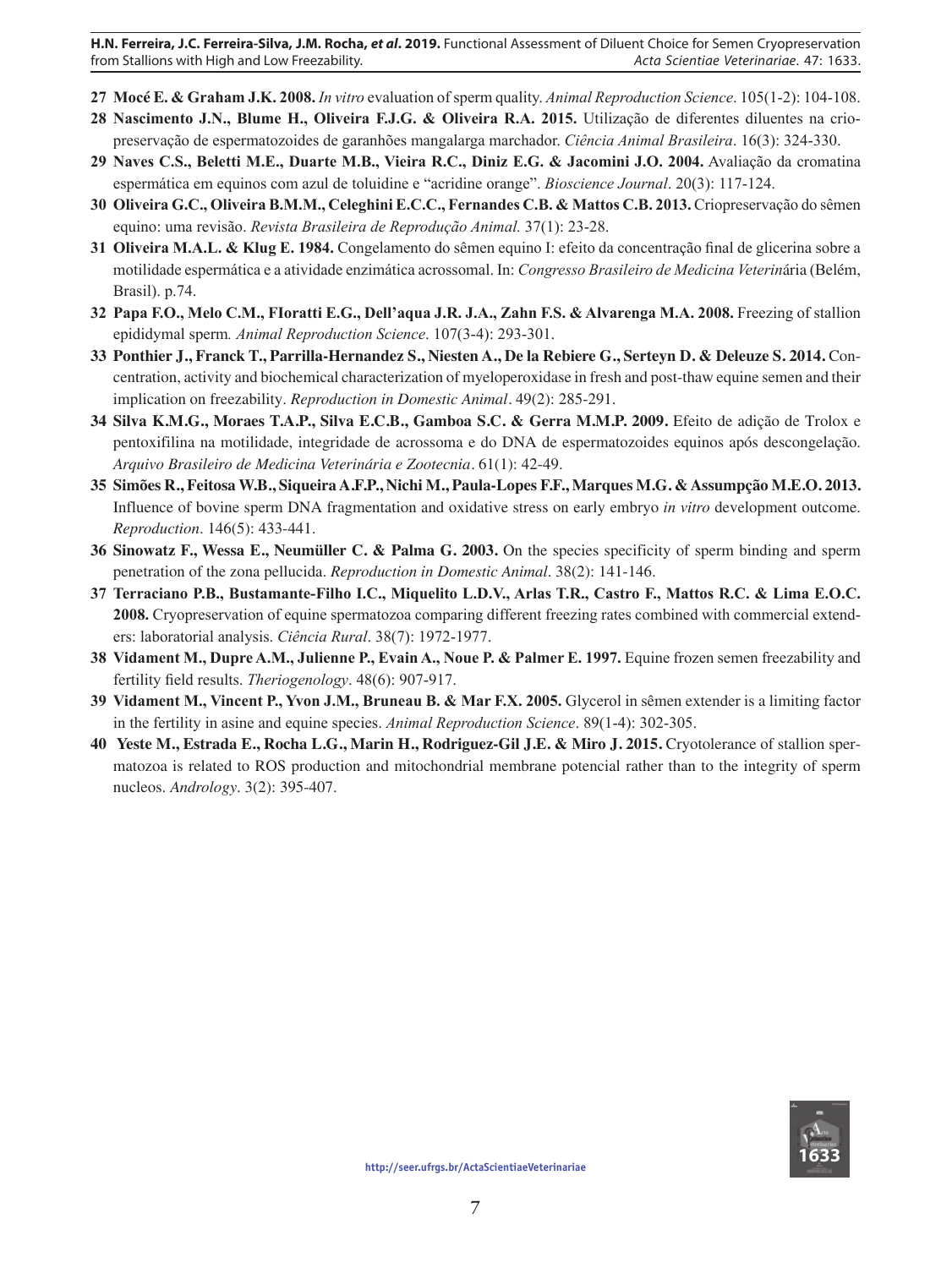27 **Mocé E. & Graham J.K. 2008.** *In vitro* evaluation of sperm quality. *Animal Reproduction Science*. 105(1-2): 104-108.

28 **Nascimento J.N., Blume H., Oliveira F.J.G. & Oliveira R.A. 2015.** Utilização de diferentes diluentes na criopreservação de espermatozoides de garanhões mangalarga marchador. *Ciência Animal Brasileira*. 16(3): 324-330.

29 **Naves C.S., Beletti M.E., Duarte M.B., Vieira R.C., Diniz E.G. & Jacomini J.O. 2004.** Avaliação da cromatina espermática em equinos com azul de toluidine e "acridine orange". *Bioscience Journal*. 20(3): 117-124.

30 **Oliveira G.C., Oliveira B.M.M., Celeghini E.C.C., Fernandes C.B. & Mattos C.B. 2013.** Criopreservação do sêmen equino: uma revisão. *Revista Brasileira de Reprodução Animal.* 37(1): 23-28.

31 **Oliveira M.A.L. & Klug E. 1984.** Congelamento do sêmen equino I: efeito da concentração final de glicerina sobre a motilidade espermática e a atividade enzimática acrossomal. In: *Congresso Brasileiro de Medicina Veterin*ária (Belém, Brasil). p.74.

32 **Papa F.O., Melo C.M., FIoratti E.G., Dell'aqua J.R. J.A., Zahn F.S. & Alvarenga M.A. 2008.** Freezing of stallion epididymal sperm*. Animal Reproduction Science*. 107(3-4): 293-301.

33 **Ponthier J., Franck T., Parrilla-Hernandez S., Niesten A., De la Rebiere G., Serteyn D. & Deleuze S. 2014.** Concentration, activity and biochemical characterization of myeloperoxidase in fresh and post-thaw equine semen and their implication on freezability. *Reproduction in Domestic Animal*. 49(2): 285-291.

34 **Silva K.M.G., Moraes T.A.P., Silva E.C.B., Gamboa S.C. & Gerra M.M.P. 2009.** Efeito de adição de Trolox e pentoxifilina na motilidade, integridade de acrossoma e do DNA de espermatozoides equinos após descongelação. *Arquivo Brasileiro de Medicina Veterinária e Zootecnia*. 61(1): 42-49.

35 **Simões R., Feitosa W.B., Siqueira A.F.P., Nichi M., Paula-Lopes F.F., Marques M.G. & Assumpção M.E.O. 2013.** Influence of bovine sperm DNA fragmentation and oxidative stress on early embryo *in vitro* development outcome. *Reproduction*. 146(5): 433-441.

36 **Sinowatz F., Wessa E., Neumüller C. & Palma G. 2003.** On the species specificity of sperm binding and sperm penetration of the zona pellucida. *Reproduction in Domestic Animal*. 38(2): 141-146.

37 **Terraciano P.B., Bustamante-Filho I.C., Miquelito L.D.V., Arlas T.R., Castro F., Mattos R.C. & Lima E.O.C. 2008.** Cryopreservation of equine spermatozoa comparing different freezing rates combined with commercial extenders: laboratorial analysis. *Ciência Rural*. 38(7): 1972-1977.

38 **Vidament M., Dupre A.M., Julienne P., Evain A., Noue P. & Palmer E. 1997.** Equine frozen semen freezability and fertility field results. *Theriogenology*. 48(6): 907-917.

39 **Vidament M., Vincent P., Yvon J.M., Bruneau B. & Mar F.X. 2005.** Glycerol in sêmen extender is a limiting factor in the fertility in asine and equine species. *Animal Reproduction Science*. 89(1-4): 302-305.

40 **Yeste M., Estrada E., Rocha L.G., Marin H., Rodriguez-Gil J.E. & Miro J. 2015.** Cryotolerance of stallion spermatozoa is related to ROS production and mitochondrial membrane potencial rather than to the integrity of sperm nucleos. *Andrology*. 3(2): 395-407.